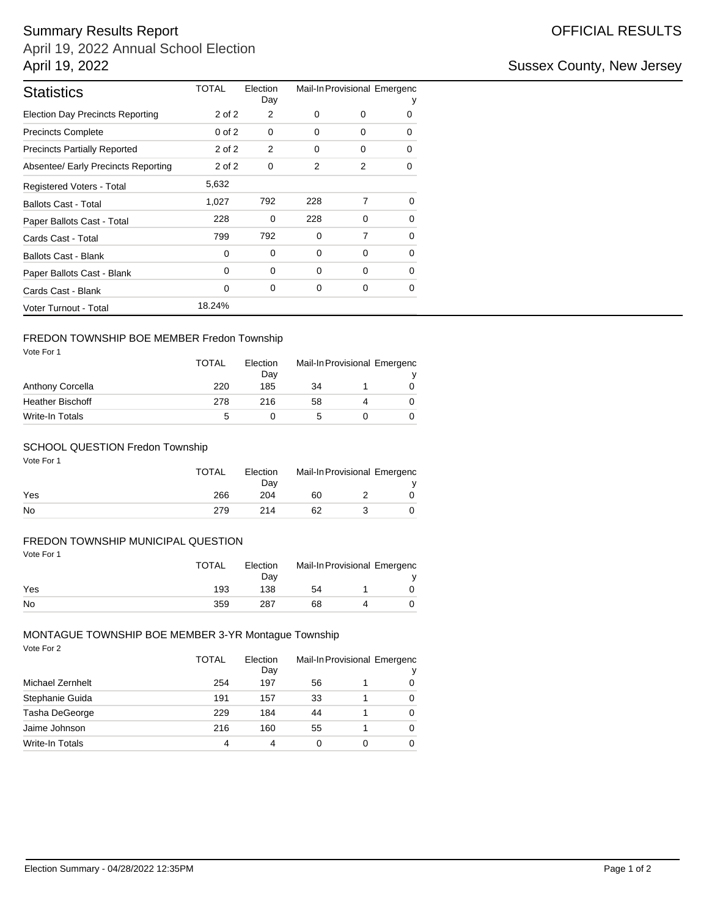# Summary Results Report

## April 19, 2022 Annual School Election

## April 19, 2022

OFFICIAL RESULTS

Sussex County, New Jersey

| Statistics | TOTAL | Election Day | Mail-In | Provisional | Emergency |
|---|---|---|---|---|---|
| Election Day Precincts Reporting | 2 of 2 | 2 | 0 | 0 | 0 |
| Precincts Complete | 0 of 2 | 0 | 0 | 0 | 0 |
| Precincts Partially Reported | 2 of 2 | 2 | 0 | 0 | 0 |
| Absentee/ Early Precincts Reporting | 2 of 2 | 0 | 2 | 2 | 0 |
| Registered Voters - Total | 5,632 | | | | |
| Ballots Cast - Total | 1,027 | 792 | 228 | 7 | 0 |
| Paper Ballots Cast - Total | 228 | 0 | 228 | 0 | 0 |
| Cards Cast - Total | 799 | 792 | 0 | 7 | 0 |
| Ballots Cast - Blank | 0 | 0 | 0 | 0 | 0 |
| Paper Ballots Cast - Blank | 0 | 0 | 0 | 0 | 0 |
| Cards Cast - Blank | 0 | 0 | 0 | 0 | 0 |
| Voter Turnout - Total | 18.24% | | | | |

### FREDON TOWNSHIP BOE MEMBER Fredon Township

Vote For 1

| | TOTAL | Election Day | Mail-In | Provisional | Emergency |
|---|---|---|---|---|---|
| Anthony Corcella | 220 | 185 | 34 | 1 | 0 |
| Heather Bischoff | 278 | 216 | 58 | 4 | 0 |
| Write-In Totals | 5 | 0 | 5 | 0 | 0 |

### SCHOOL QUESTION Fredon Township

Vote For 1

| | TOTAL | Election Day | Mail-In | Provisional | Emergency |
|---|---|---|---|---|---|
| Yes | 266 | 204 | 60 | 2 | 0 |
| No | 279 | 214 | 62 | 3 | 0 |

### FREDON TOWNSHIP MUNICIPAL QUESTION

Vote For 1

| | TOTAL | Election Day | Mail-In | Provisional | Emergency |
|---|---|---|---|---|---|
| Yes | 193 | 138 | 54 | 1 | 0 |
| No | 359 | 287 | 68 | 4 | 0 |

### MONTAGUE TOWNSHIP BOE MEMBER 3-YR Montague Township

Vote For 2

| | TOTAL | Election Day | Mail-In | Provisional | Emergency |
|---|---|---|---|---|---|
| Michael Zernhelt | 254 | 197 | 56 | 1 | 0 |
| Stephanie Guida | 191 | 157 | 33 | 1 | 0 |
| Tasha DeGeorge | 229 | 184 | 44 | 1 | 0 |
| Jaime Johnson | 216 | 160 | 55 | 1 | 0 |
| Write-In Totals | 4 | 4 | 0 | 0 | 0 |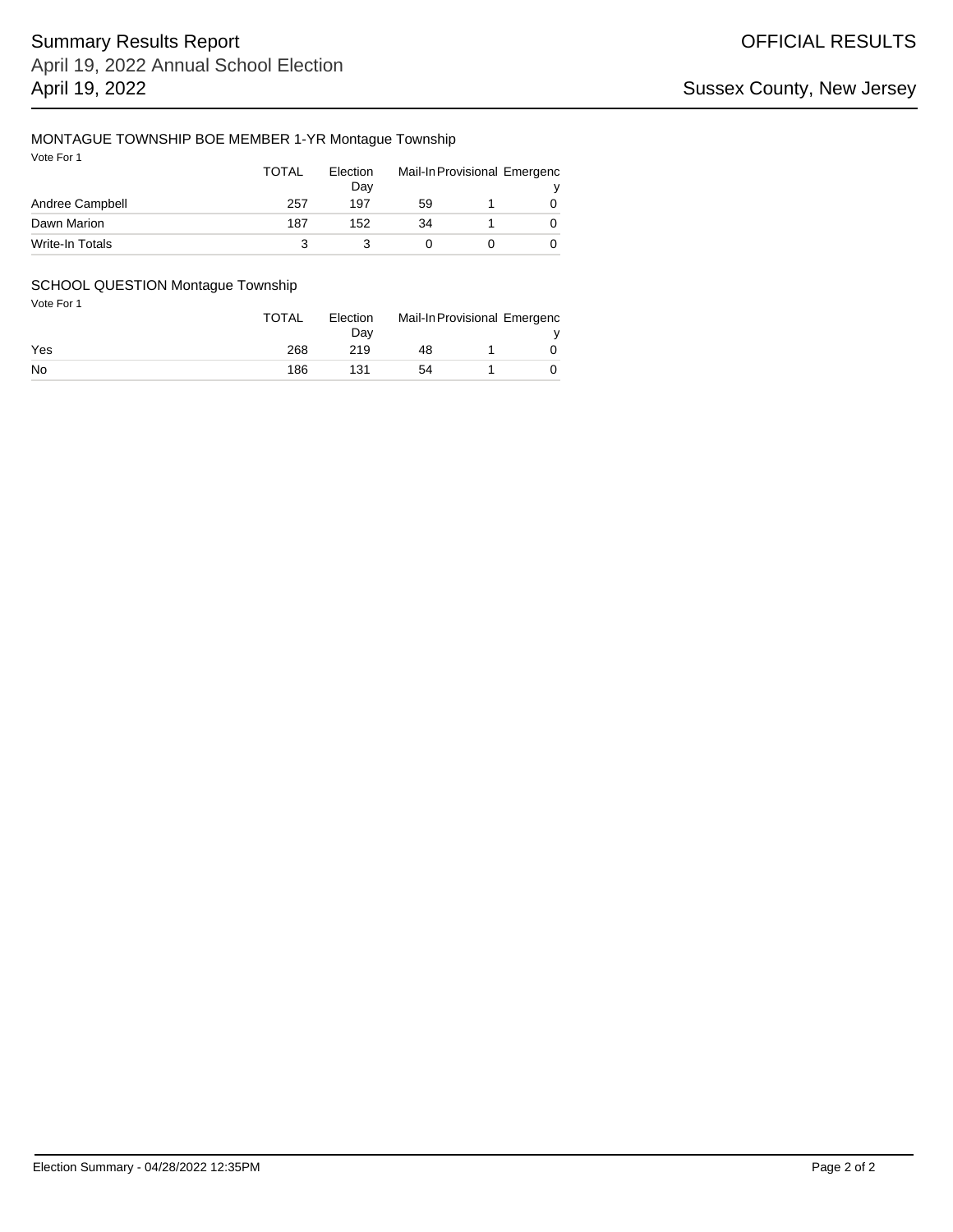# Summary Results Report

April 19, 2022 Annual School Election

April 19, 2022

OFFICIAL RESULTS

Sussex County, New Jersey

## MONTAGUE TOWNSHIP BOE MEMBER 1-YR Montague Township

Vote For 1

| | TOTAL | Election Day | Mail-In | Provisional | Emergency |
|---|---|---|---|---|---|
| Andree Campbell | 257 | 197 | 59 | 1 | 0 |
| Dawn Marion | 187 | 152 | 34 | 1 | 0 |
| Write-In Totals | 3 | 3 | 0 | 0 | 0 |

## SCHOOL QUESTION Montague Township

Vote For 1

| | TOTAL | Election Day | Mail-In | Provisional | Emergency |
|---|---|---|---|---|---|
| Yes | 268 | 219 | 48 | 1 | 0 |
| No | 186 | 131 | 54 | 1 | 0 |

Election Summary - 04/28/2022 12:35PM